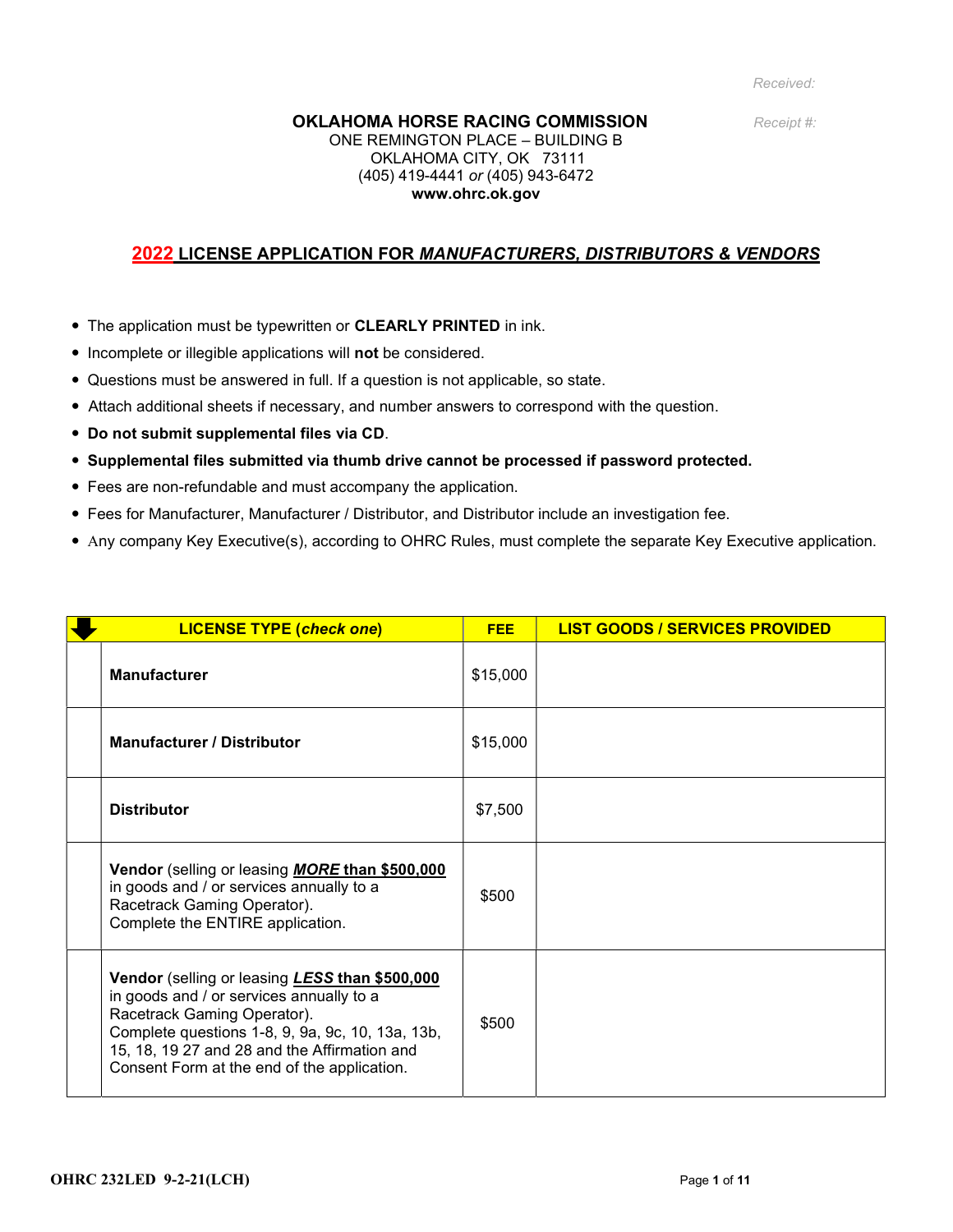Received:

Receipt #:

**OKLAHOMA HORSE RACING COMMISSION**
ONE REMINGTON PLACE – BUILDING B
OKLAHOMA CITY, OK 73111
(405) 419-4441 *or* (405) 943-6472
**www.ohrc.ok.gov**

## 2022 LICENSE APPLICATION FOR *MANUFACTURERS, DISTRIBUTORS & VENDORS*

- The application must be typewritten or **CLEARLY PRINTED** in ink.
- Incomplete or illegible applications will **not** be considered.
- Questions must be answered in full. If a question is not applicable, so state.
- Attach additional sheets if necessary, and number answers to correspond with the question.
- **Do not submit supplemental files via CD**.
- **Supplemental files submitted via thumb drive cannot be processed if password protected.**
- Fees are non-refundable and must accompany the application.
- Fees for Manufacturer, Manufacturer / Distributor, and Distributor include an investigation fee.
- Any company Key Executive(s), according to OHRC Rules, must complete the separate Key Executive application.

| | LICENSE TYPE (*check one*) | FEE | LIST GOODS / SERVICES PROVIDED |
|---|---|---|---|
| | **Manufacturer** | $15,000 | |
| | **Manufacturer / Distributor** | $15,000 | |
| | **Distributor** | $7,500 | |
| | **Vendor** (selling or leasing ***MORE* than $500,000** in goods and / or services annually to a Racetrack Gaming Operator). Complete the ENTIRE application. | $500 | |
| | **Vendor** (selling or leasing ***LESS* than $500,000** in goods and / or services annually to a Racetrack Gaming Operator). Complete questions 1-8, 9, 9a, 9c, 10, 13a, 13b, 15, 18, 19 27 and 28 and the Affirmation and Consent Form at the end of the application. | $500 | |

OHRC 232LED 9-2-21(LCH)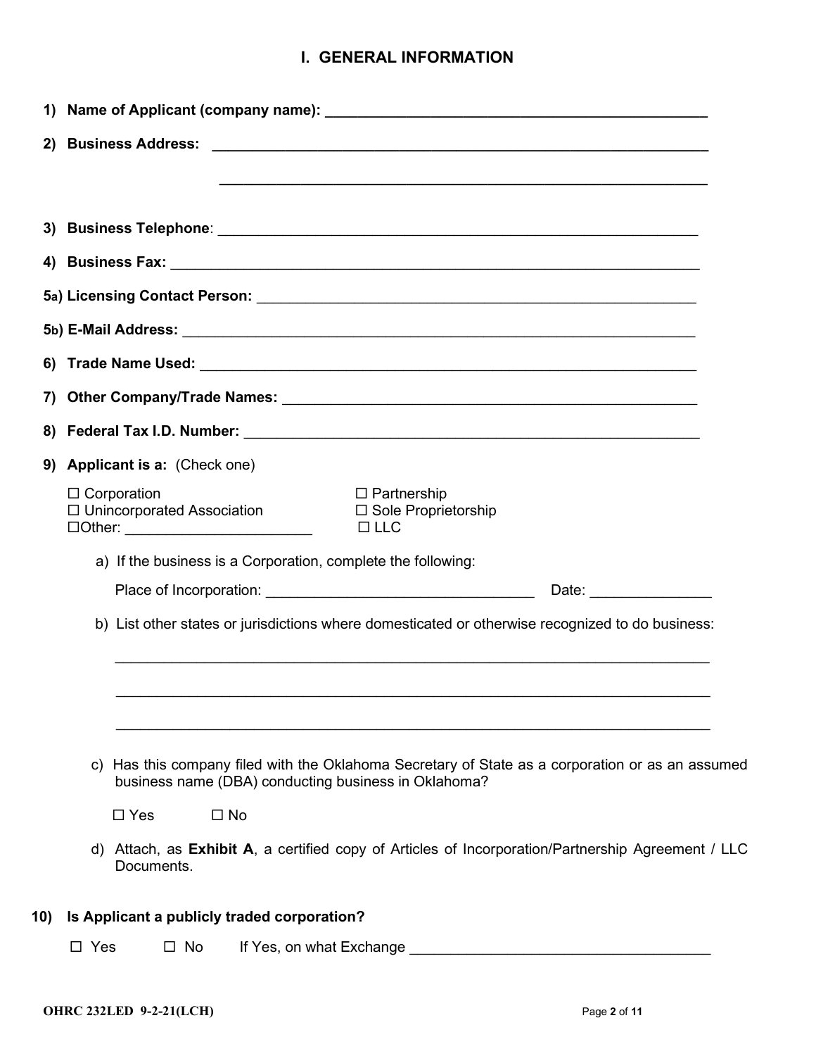# I. GENERAL INFORMATION

**1) Name of Applicant (company name): ______________________________________________**

**2) Business Address: ________________________________________________________**

________________________________________________________

**3) Business Telephone**: ________________________________________________________

**4) Business Fax:** ____________________________________________________________

**5a) Licensing Contact Person:** ____________________________________________________

**5b) E-Mail Address:** ___________________________________________________________

**6) Trade Name Used:** __________________________________________________________

**7) Other Company/Trade Names:** _______________________________________________

**8) Federal Tax I.D. Number:** ____________________________________________________

**9) Applicant is a:** (Check one)

☐ Corporation
☐ Unincorporated Association
☐Other: ______________________
☐ Partnership
☐ Sole Proprietorship
☐ LLC

a) If the business is a Corporation, complete the following:

Place of Incorporation: ________________________________ Date: ______________

b) List other states or jurisdictions where domesticated or otherwise recognized to do business:

______________________________________________________________________

______________________________________________________________________

______________________________________________________________________

c) Has this company filed with the Oklahoma Secretary of State as a corporation or as an assumed business name (DBA) conducting business in Oklahoma?

☐ Yes ☐ No

d) Attach, as **Exhibit A**, a certified copy of Articles of Incorporation/Partnership Agreement / LLC Documents.

**10) Is Applicant a publicly traded corporation?**

☐ Yes ☐ No If Yes, on what Exchange ___________________________________

OHRC 232LED 9-2-21(LCH)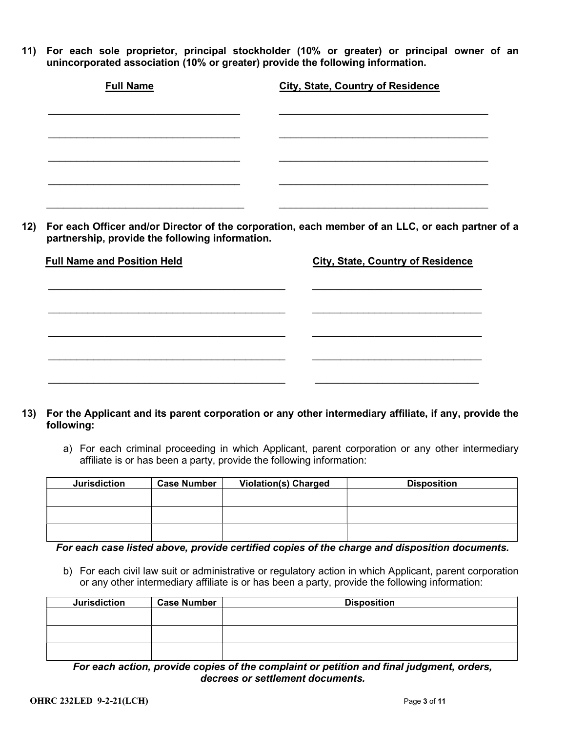11) **For each sole proprietor, principal stockholder (10% or greater) or principal owner of an unincorporated association (10% or greater) provide the following information.**

| Full Name | City, State, Country of Residence |
|---|---|
| | |
| | |
| | |
| | |
| | |

12) **For each Officer and/or Director of the corporation, each member of an LLC, or each partner of a partnership, provide the following information.**

| Full Name and Position Held | City, State, Country of Residence |
|---|---|
| | |
| | |
| | |
| | |
| | |

13) **For the Applicant and its parent corporation or any other intermediary affiliate, if any, provide the following:**

a) For each criminal proceeding in which Applicant, parent corporation or any other intermediary affiliate is or has been a party, provide the following information:

| Jurisdiction | Case Number | Violation(s) Charged | Disposition |
|---|---|---|---|
| | | | |
| | | | |
| | | | |

***For each case listed above, provide certified copies of the charge and disposition documents.***

b) For each civil law suit or administrative or regulatory action in which Applicant, parent corporation or any other intermediary affiliate is or has been a party, provide the following information:

| Jurisdiction | Case Number | Disposition |
|---|---|---|
| | | |
| | | |
| | | |

***For each action, provide copies of the complaint or petition and final judgment, orders, decrees or settlement documents.***

OHRC 232LED 9-2-21(LCH)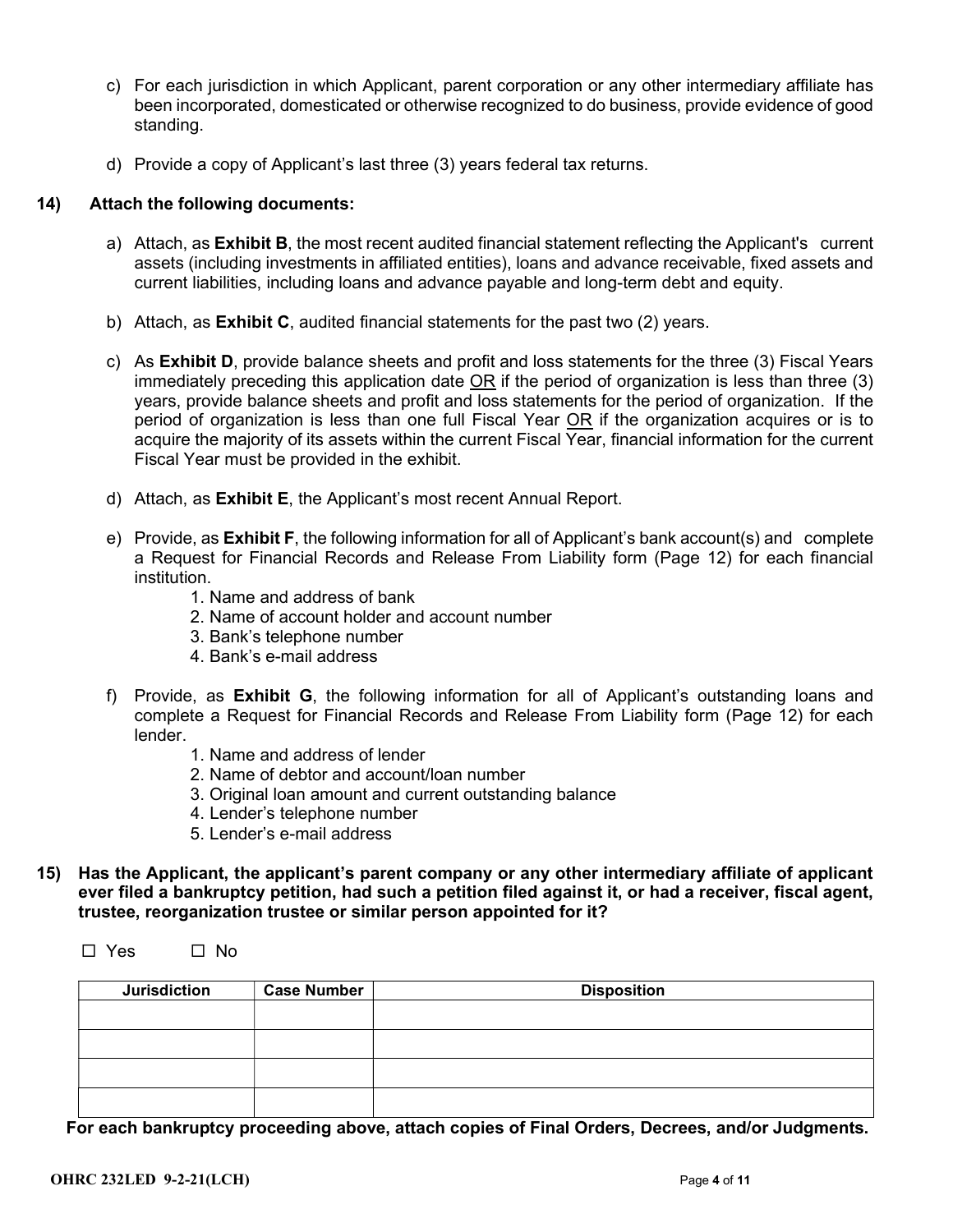c) For each jurisdiction in which Applicant, parent corporation or any other intermediary affiliate has been incorporated, domesticated or otherwise recognized to do business, provide evidence of good standing.

d) Provide a copy of Applicant's last three (3) years federal tax returns.

**14) Attach the following documents:**

a) Attach, as **Exhibit B**, the most recent audited financial statement reflecting the Applicant's current assets (including investments in affiliated entities), loans and advance receivable, fixed assets and current liabilities, including loans and advance payable and long-term debt and equity.

b) Attach, as **Exhibit C**, audited financial statements for the past two (2) years.

c) As **Exhibit D**, provide balance sheets and profit and loss statements for the three (3) Fiscal Years immediately preceding this application date <u>OR</u> if the period of organization is less than three (3) years, provide balance sheets and profit and loss statements for the period of organization. If the period of organization is less than one full Fiscal Year <u>OR</u> if the organization acquires or is to acquire the majority of its assets within the current Fiscal Year, financial information for the current Fiscal Year must be provided in the exhibit.

d) Attach, as **Exhibit E**, the Applicant's most recent Annual Report.

e) Provide, as **Exhibit F**, the following information for all of Applicant's bank account(s) and complete a Request for Financial Records and Release From Liability form (Page 12) for each financial institution.
   1. Name and address of bank
   2. Name of account holder and account number
   3. Bank's telephone number
   4. Bank's e-mail address

f) Provide, as **Exhibit G**, the following information for all of Applicant's outstanding loans and complete a Request for Financial Records and Release From Liability form (Page 12) for each lender.
   1. Name and address of lender
   2. Name of debtor and account/loan number
   3. Original loan amount and current outstanding balance
   4. Lender's telephone number
   5. Lender's e-mail address

**15) Has the Applicant, the applicant's parent company or any other intermediary affiliate of applicant ever filed a bankruptcy petition, had such a petition filed against it, or had a receiver, fiscal agent, trustee, reorganization trustee or similar person appointed for it?**

☐ Yes ☐ No

| Jurisdiction | Case Number | Disposition |
|---|---|---|
| | | |
| | | |
| | | |
| | | |

**For each bankruptcy proceeding above, attach copies of Final Orders, Decrees, and/or Judgments.**

**OHRC 232LED 9-2-21(LCH)**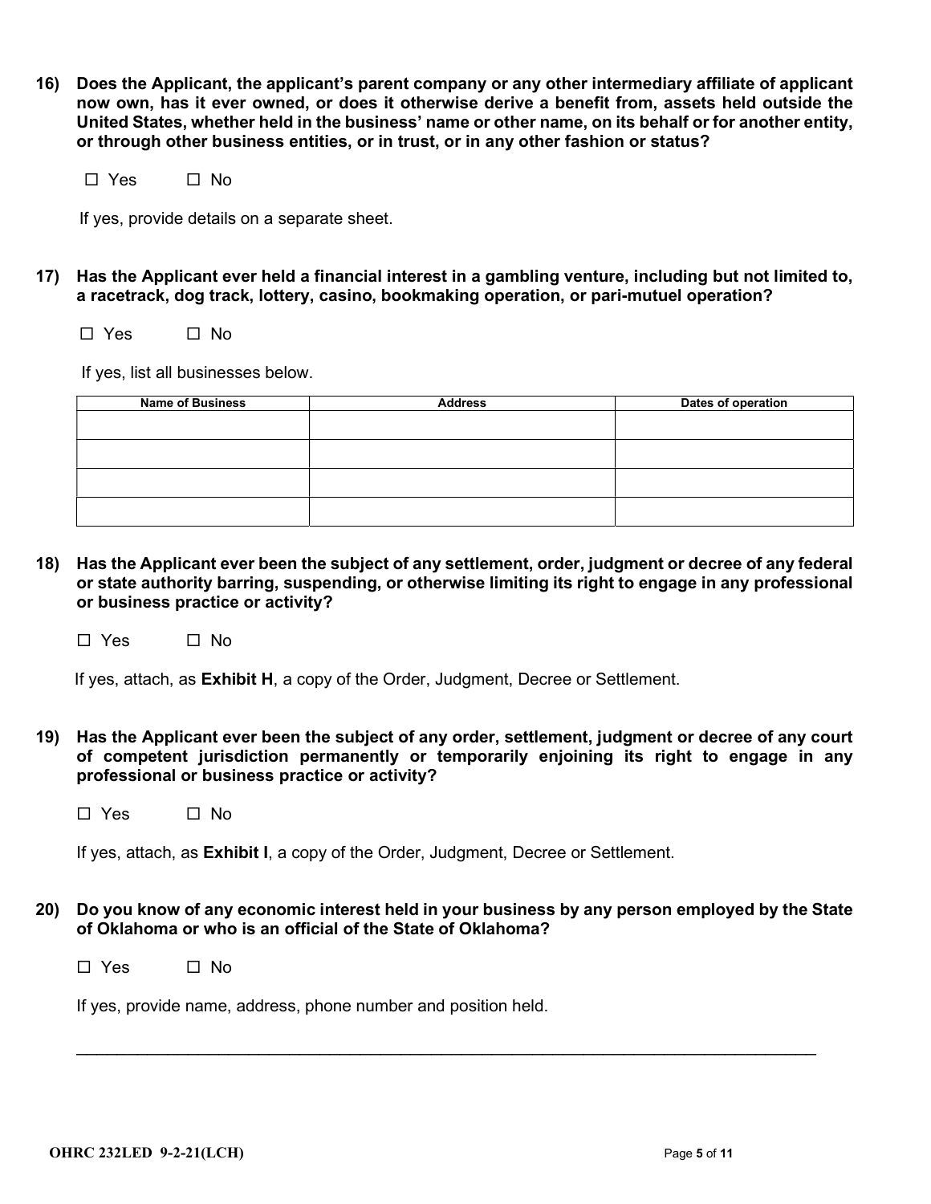**16) Does the Applicant, the applicant's parent company or any other intermediary affiliate of applicant now own, has it ever owned, or does it otherwise derive a benefit from, assets held outside the United States, whether held in the business' name or other name, on its behalf or for another entity, or through other business entities, or in trust, or in any other fashion or status?**

☐ Yes ☐ No

If yes, provide details on a separate sheet.

**17) Has the Applicant ever held a financial interest in a gambling venture, including but not limited to, a racetrack, dog track, lottery, casino, bookmaking operation, or pari-mutuel operation?**

☐ Yes ☐ No

If yes, list all businesses below.

| Name of Business | Address | Dates of operation |
|---|---|---|
| | | |
| | | |
| | | |
| | | |

**18) Has the Applicant ever been the subject of any settlement, order, judgment or decree of any federal or state authority barring, suspending, or otherwise limiting its right to engage in any professional or business practice or activity?**

☐ Yes ☐ No

If yes, attach, as **Exhibit H**, a copy of the Order, Judgment, Decree or Settlement.

**19) Has the Applicant ever been the subject of any order, settlement, judgment or decree of any court of competent jurisdiction permanently or temporarily enjoining its right to engage in any professional or business practice or activity?**

☐ Yes ☐ No

If yes, attach, as **Exhibit I**, a copy of the Order, Judgment, Decree or Settlement.

**20) Do you know of any economic interest held in your business by any person employed by the State of Oklahoma or who is an official of the State of Oklahoma?**

☐ Yes ☐ No

If yes, provide name, address, phone number and position held.

\_\_\_\_\_\_\_\_\_\_\_\_\_\_\_\_\_\_\_\_\_\_\_\_\_\_\_\_\_\_\_\_\_\_\_\_\_\_\_\_\_\_\_\_\_\_\_\_\_\_\_\_\_\_\_\_\_\_\_\_\_\_\_\_\_\_\_\_\_\_\_\_

**OHRC 232LED 9-2-21(LCH)**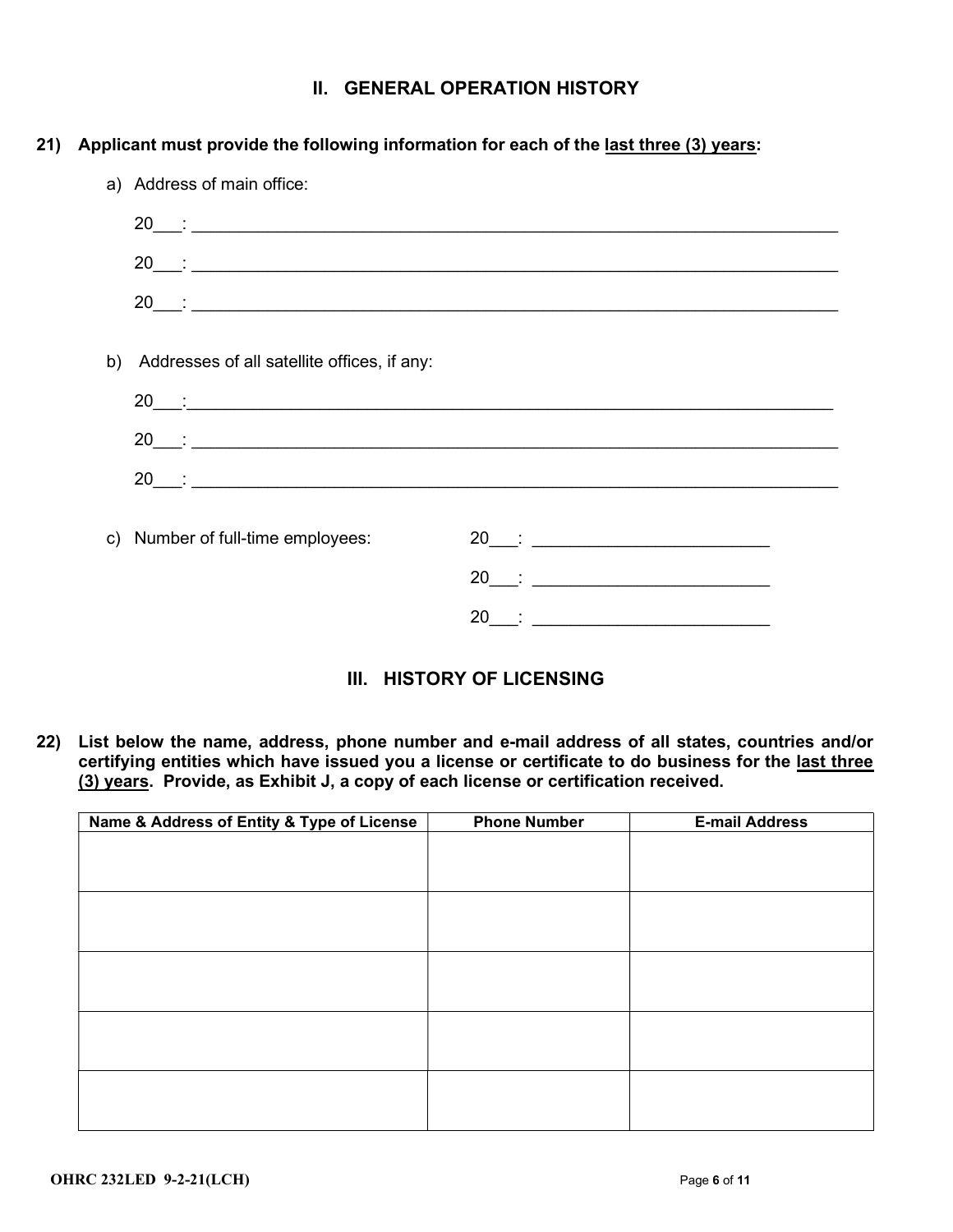## II. GENERAL OPERATION HISTORY

**21) Applicant must provide the following information for each of the last three (3) years:**

a) Address of main office:

20___: ______________________________________________________________________

20___: ______________________________________________________________________

20___: ______________________________________________________________________

b) Addresses of all satellite offices, if any:

20___: ______________________________________________________________________

20___: ______________________________________________________________________

20___: ______________________________________________________________________

c) Number of full-time employees:

20___: ________________________

20___: ________________________

20___: ________________________

## III. HISTORY OF LICENSING

**22) List below the name, address, phone number and e-mail address of all states, countries and/or certifying entities which have issued you a license or certificate to do business for the last three (3) years. Provide, as Exhibit J, a copy of each license or certification received.**

| Name & Address of Entity & Type of License | Phone Number | E-mail Address |
|---|---|---|
| | | |
| | | |
| | | |
| | | |
| | | |

OHRC 232LED 9-2-21(LCH)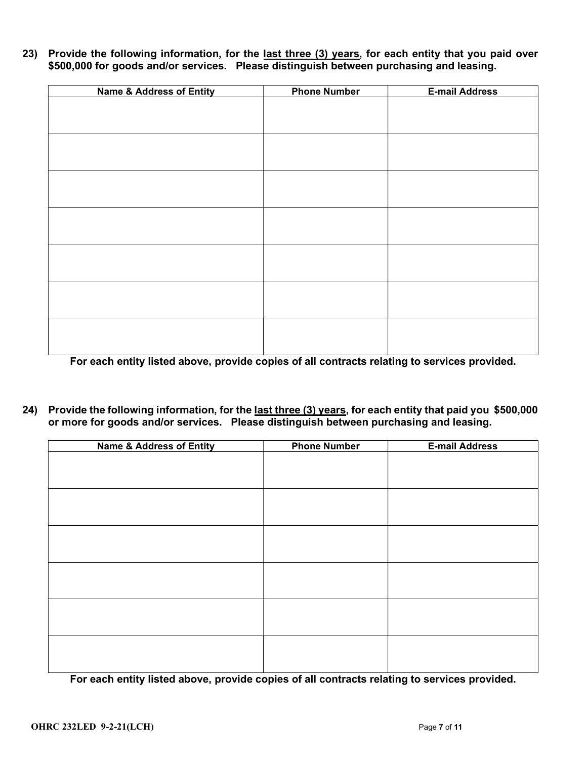**23) Provide the following information, for the <u>last three (3) years</u>, for each entity that you paid over $500,000 for goods and/or services. Please distinguish between purchasing and leasing.**

| Name & Address of Entity | Phone Number | E-mail Address |
|---|---|---|
| | | |
| | | |
| | | |
| | | |
| | | |
| | | |
| | | |

**For each entity listed above, provide copies of all contracts relating to services provided.**

**24) Provide the following information, for the <u>last three (3) years</u>, for each entity that paid you $500,000 or more for goods and/or services. Please distinguish between purchasing and leasing.**

| Name & Address of Entity | Phone Number | E-mail Address |
|---|---|---|
| | | |
| | | |
| | | |
| | | |
| | | |
| | | |

**For each entity listed above, provide copies of all contracts relating to services provided.**

**OHRC 232LED 9-2-21(LCH)**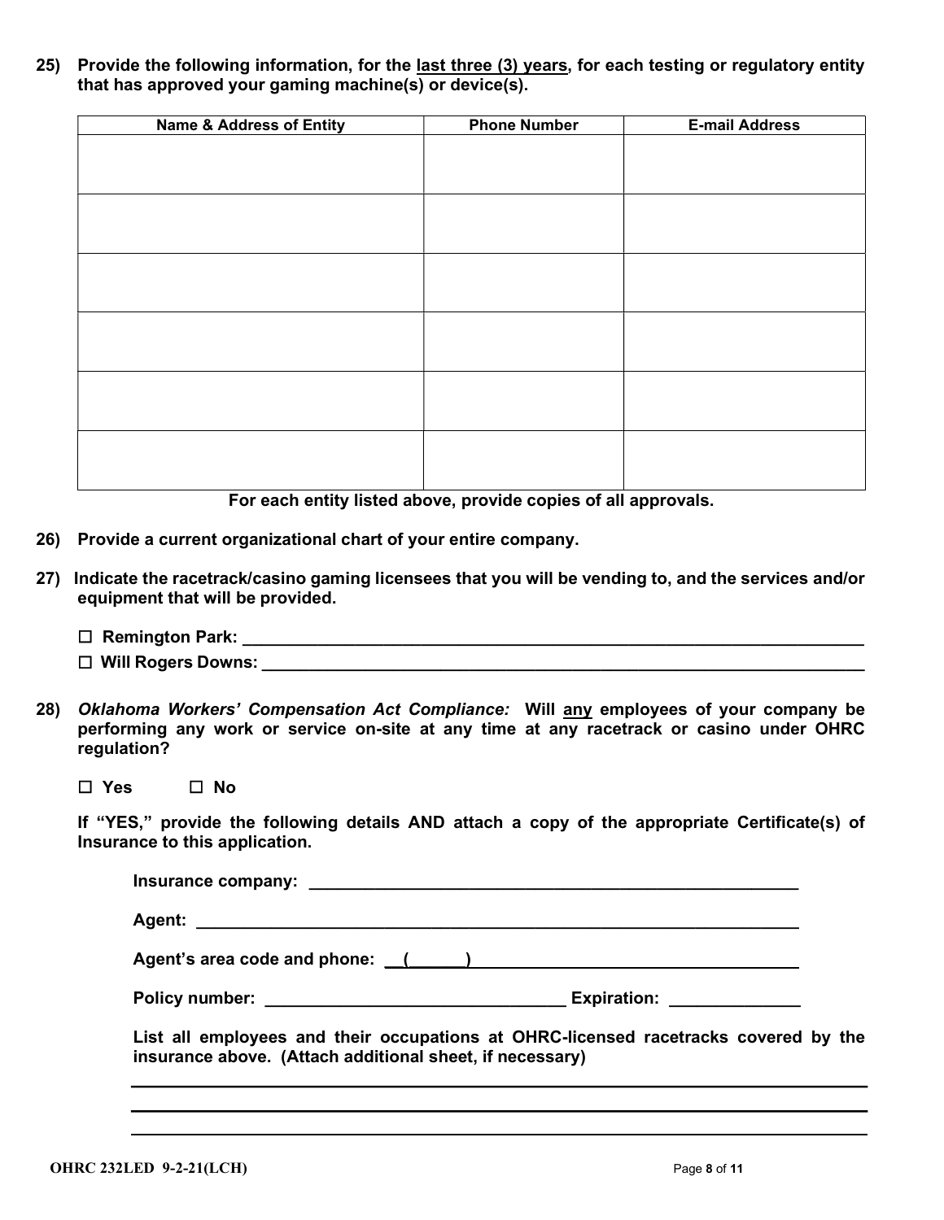**25) Provide the following information, for the <u>last three (3) years</u>, for each testing or regulatory entity that has approved your gaming machine(s) or device(s).**

| Name & Address of Entity | Phone Number | E-mail Address |
|---|---|---|
| | | |
| | | |
| | | |
| | | |
| | | |
| | | |

**For each entity listed above, provide copies of all approvals.**

**26) Provide a current organizational chart of your entire company.**

**27) Indicate the racetrack/casino gaming licensees that you will be vending to, and the services and/or equipment that will be provided.**

☐ **Remington Park:** ______________________________________________

☐ **Will Rogers Downs:** ____________________________________________

**28)** ***Oklahoma Workers' Compensation Act Compliance:*** **Will <u>any</u> employees of your company be performing any work or service on-site at any time at any racetrack or casino under OHRC regulation?**

☐ **Yes** ☐ **No**

**If "YES," provide the following details AND attach a copy of the appropriate Certificate(s) of Insurance to this application.**

**Insurance company:** ______________________________________________

**Agent:** ______________________________________________

**Agent's area code and phone:** __(______)______________________________

**Policy number:** ______________________________ **Expiration:** ______________

**List all employees and their occupations at OHRC-licensed racetracks covered by the insurance above. (Attach additional sheet, if necessary)**

______________________________________________

______________________________________________

______________________________________________

**OHRC 232LED 9-2-21(LCH)**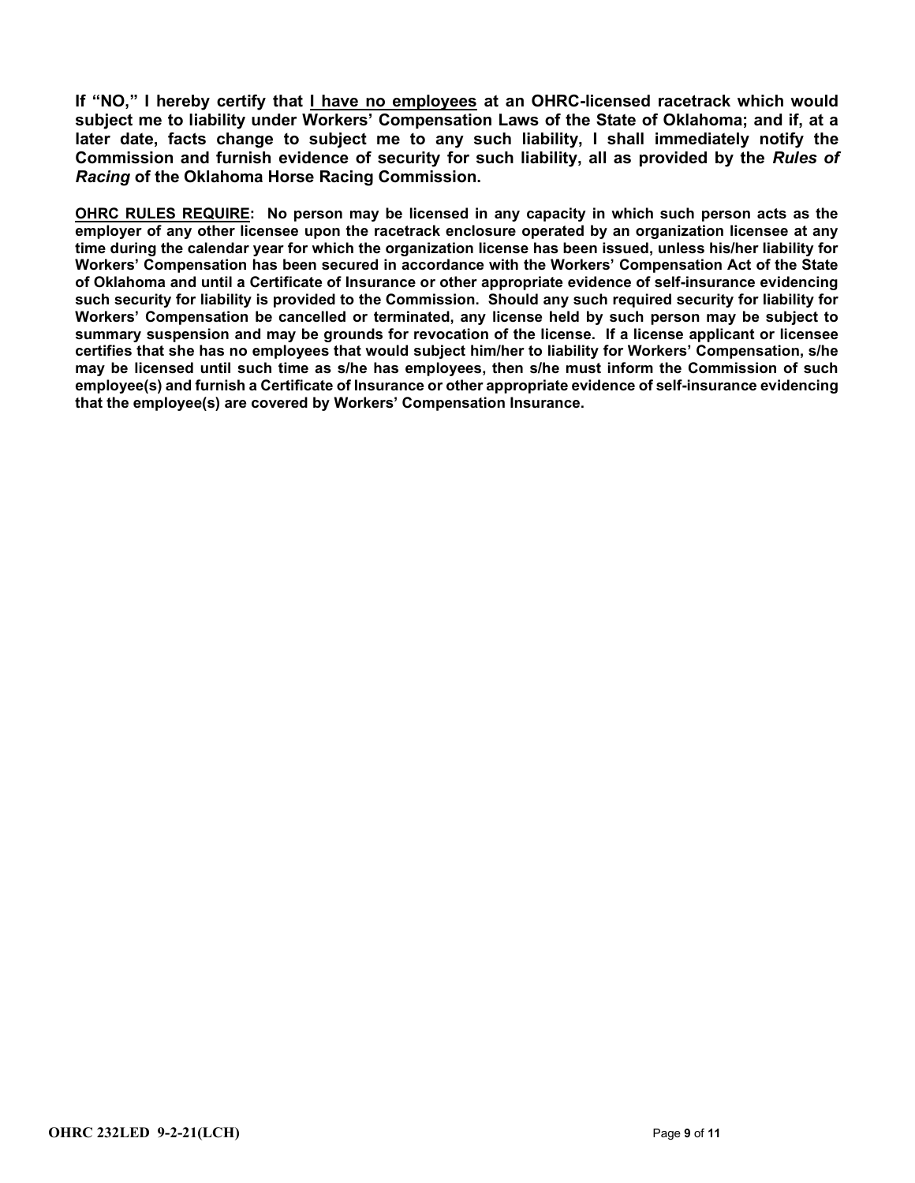**If "NO," I hereby certify that <u>I have no employees</u> at an OHRC-licensed racetrack which would subject me to liability under Workers' Compensation Laws of the State of Oklahoma; and if, at a later date, facts change to subject me to any such liability, I shall immediately notify the Commission and furnish evidence of security for such liability, all as provided by the *Rules of Racing* of the Oklahoma Horse Racing Commission.**

**<u>OHRC RULES REQUIRE</u>: No person may be licensed in any capacity in which such person acts as the employer of any other licensee upon the racetrack enclosure operated by an organization licensee at any time during the calendar year for which the organization license has been issued, unless his/her liability for Workers' Compensation has been secured in accordance with the Workers' Compensation Act of the State of Oklahoma and until a Certificate of Insurance or other appropriate evidence of self-insurance evidencing such security for liability is provided to the Commission. Should any such required security for liability for Workers' Compensation be cancelled or terminated, any license held by such person may be subject to summary suspension and may be grounds for revocation of the license. If a license applicant or licensee certifies that she has no employees that would subject him/her to liability for Workers' Compensation, s/he may be licensed until such time as s/he has employees, then s/he must inform the Commission of such employee(s) and furnish a Certificate of Insurance or other appropriate evidence of self-insurance evidencing that the employee(s) are covered by Workers' Compensation Insurance.**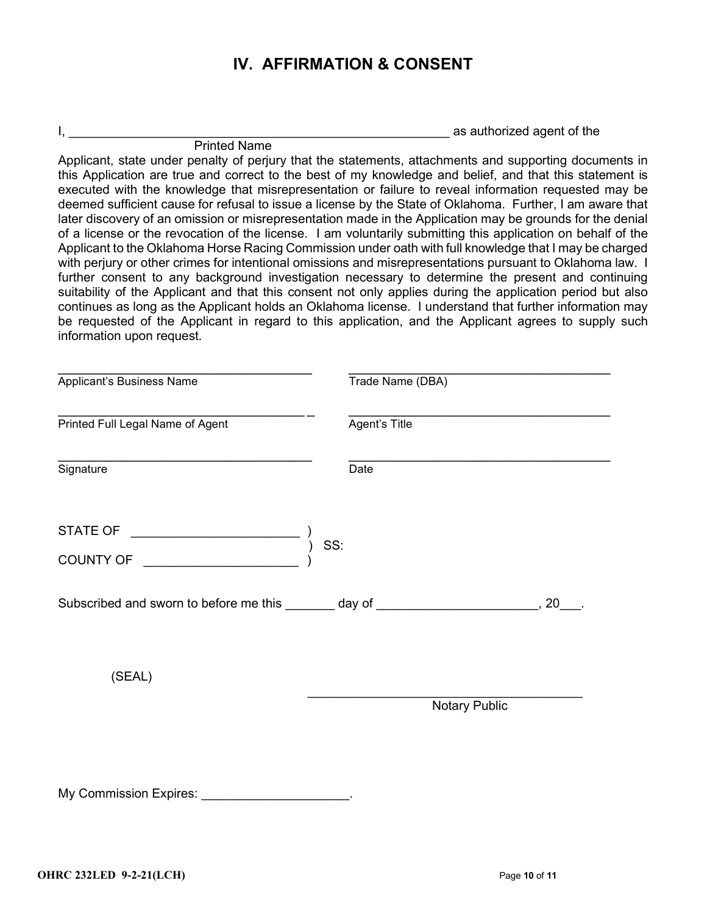# IV. AFFIRMATION & CONSENT

I, _______________________________________________________ as authorized agent of the
Printed Name

Applicant, state under penalty of perjury that the statements, attachments and supporting documents in this Application are true and correct to the best of my knowledge and belief, and that this statement is executed with the knowledge that misrepresentation or failure to reveal information requested may be deemed sufficient cause for refusal to issue a license by the State of Oklahoma. Further, I am aware that later discovery of an omission or misrepresentation made in the Application may be grounds for the denial of a license or the revocation of the license. I am voluntarily submitting this application on behalf of the Applicant to the Oklahoma Horse Racing Commission under oath with full knowledge that I may be charged with perjury or other crimes for intentional omissions and misrepresentations pursuant to Oklahoma law. I further consent to any background investigation necessary to determine the present and continuing suitability of the Applicant and that this consent not only applies during the application period but also continues as long as the Applicant holds an Oklahoma license. I understand that further information may be requested of the Applicant in regard to this application, and the Applicant agrees to supply such information upon request.

_____________________________________ _____________________________________
Applicant's Business Name Trade Name (DBA)

_____________________________________ _____________________________________
Printed Full Legal Name of Agent Agent's Title

_____________________________________ _____________________________________
Signature Date

STATE OF _______________________ )
) SS:
COUNTY OF _____________________ )

Subscribed and sworn to before me this _______ day of ______________________, 20___.

(SEAL)

_____________________________________
Notary Public

My Commission Expires: ____________________.

OHRC 232LED 9-2-21(LCH)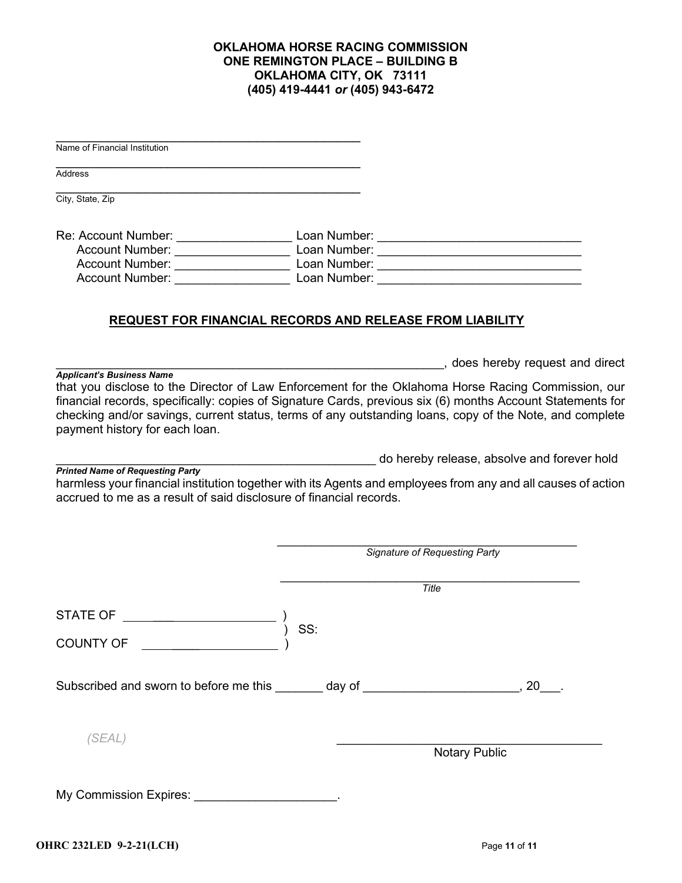**OKLAHOMA HORSE RACING COMMISSION**
**ONE REMINGTON PLACE – BUILDING B**
**OKLAHOMA CITY, OK 73111**
**(405) 419-4441 *or* (405) 943-6472**

_______________________________________________
Name of Financial Institution

_______________________________________________
Address

_______________________________________________
City, State, Zip

Re: Account Number: ________________ Loan Number: ______________________________
Account Number: ________________ Loan Number: ______________________________
Account Number: ________________ Loan Number: ______________________________
Account Number: ________________ Loan Number: ______________________________

## REQUEST FOR FINANCIAL RECORDS AND RELEASE FROM LIABILITY

_______________________________________________________________, does hereby request and direct
***Applicant's Business Name***
that you disclose to the Director of Law Enforcement for the Oklahoma Horse Racing Commission, our financial records, specifically: copies of Signature Cards, previous six (6) months Account Statements for checking and/or savings, current status, terms of any outstanding loans, copy of the Note, and complete payment history for each loan.

__________________________________________________ do hereby release, absolve and forever hold
***Printed Name of Requesting Party***
harmless your financial institution together with its Agents and employees from any and all causes of action accrued to me as a result of said disclosure of financial records.

_______________________________________________
*Signature of Requesting Party*

_______________________________________________
*Title*

STATE OF ____________________ )
) SS:
COUNTY OF __________________ )

Subscribed and sworn to before me this _______ day of ______________________, 20___.

*(SEAL)*

_________________________________________
Notary Public

My Commission Expires: ____________________.

OHRC 232LED 9-2-21(LCH)